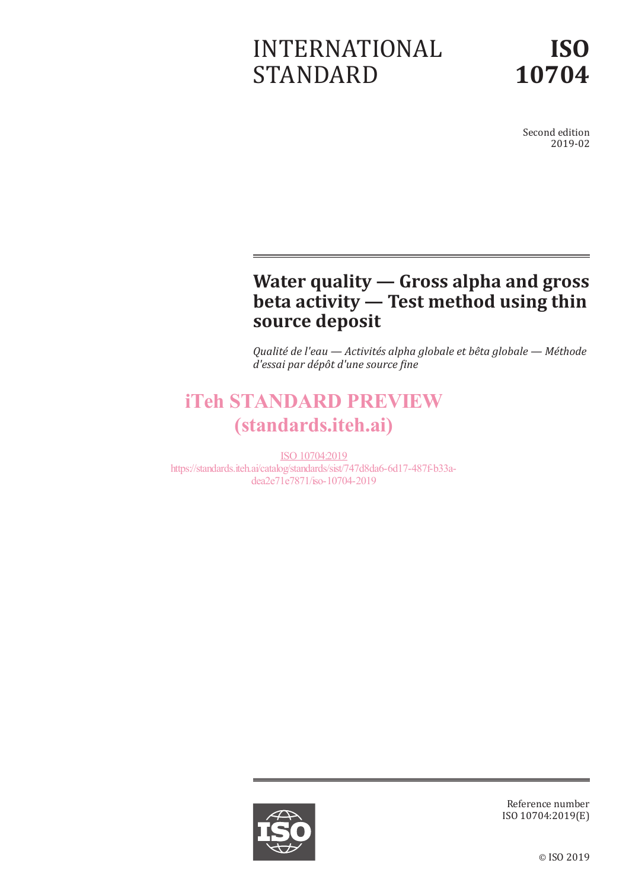INTERNATIONAL STANDARD

# ISO 10704

Second edition
2019-02

# Water quality — Gross alpha and gross beta activity — Test method using thin source deposit

*Qualité de l'eau — Activités alpha globale et bêta globale — Méthode d'essai par dépôt d'une source fine*

iTeh STANDARD PREVIEW
(standards.iteh.ai)

ISO 10704:2019
https://standards.iteh.ai/catalog/standards/sist/747d8da6-6d17-487f-b33a-dea2e71e7871/iso-10704-2019

Reference number
ISO 10704:2019(E)

© ISO 2019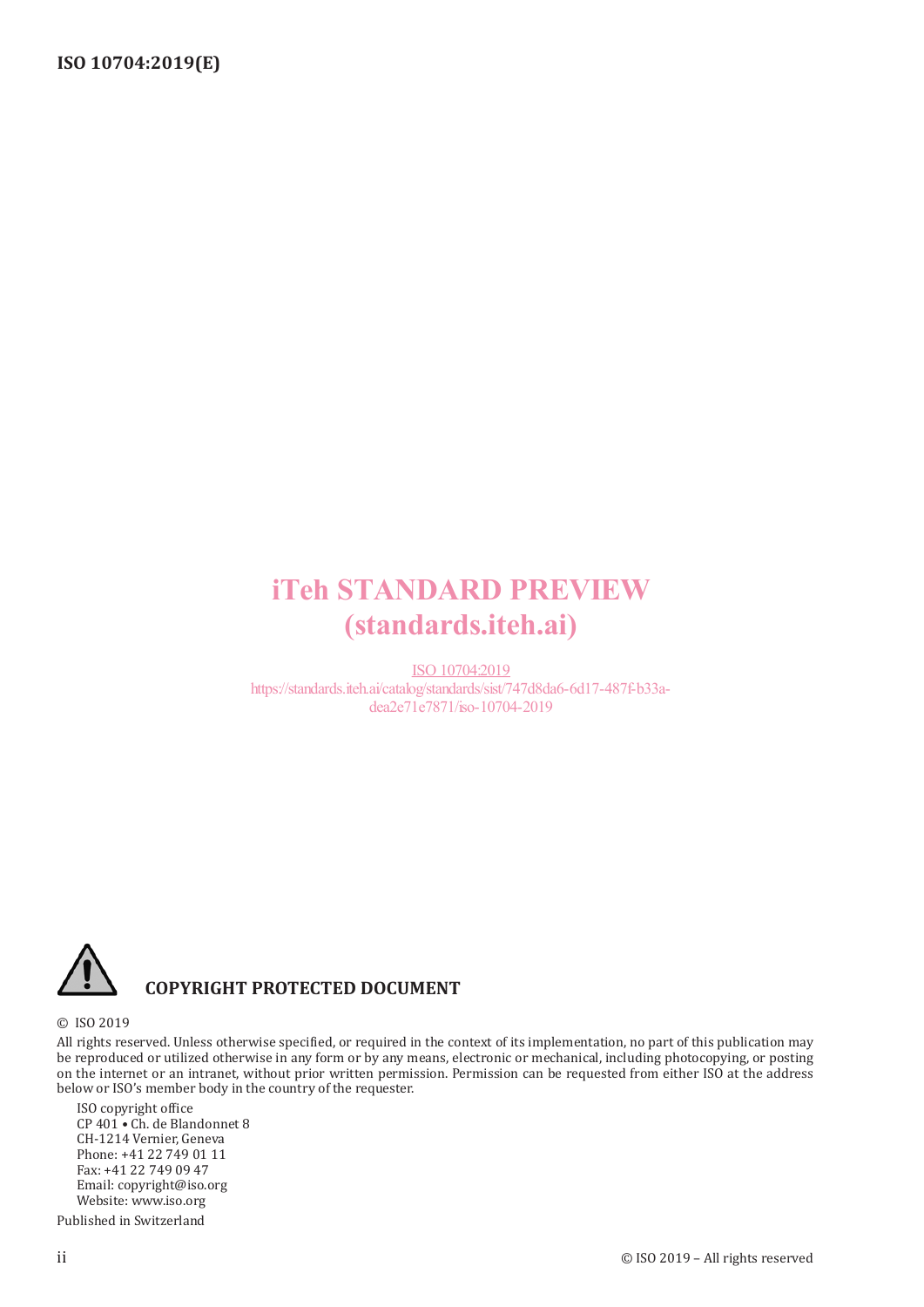iTeh STANDARD PREVIEW
(standards.iteh.ai)

ISO 10704:2019
https://standards.iteh.ai/catalog/standards/sist/747d8da6-6d17-487f-b33a-dea2e71e7871/iso-10704-2019

**COPYRIGHT PROTECTED DOCUMENT**

© ISO 2019

All rights reserved. Unless otherwise specified, or required in the context of its implementation, no part of this publication may be reproduced or utilized otherwise in any form or by any means, electronic or mechanical, including photocopying, or posting on the internet or an intranet, without prior written permission. Permission can be requested from either ISO at the address below or ISO's member body in the country of the requester.

ISO copyright office
CP 401 • Ch. de Blandonnet 8
CH-1214 Vernier, Geneva
Phone: +41 22 749 01 11
Fax: +41 22 749 09 47
Email: copyright@iso.org
Website: www.iso.org

Published in Switzerland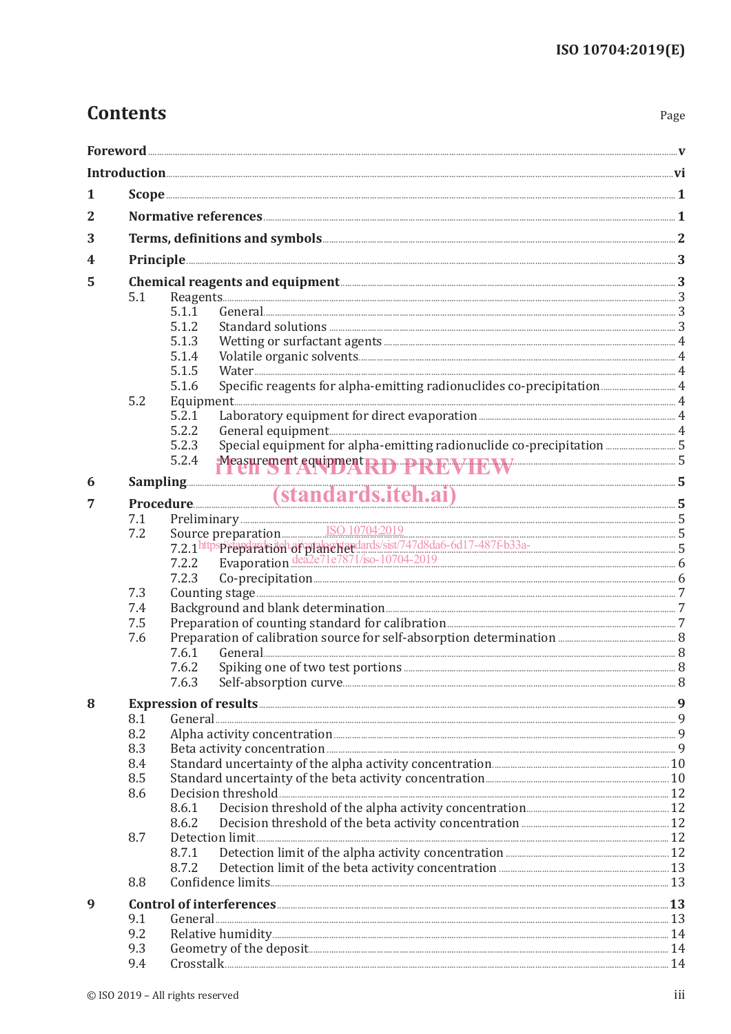# Contents

| | Page |
|---|---|
| **Foreword** | **v** |
| **Introduction** | **vi** |
| **1 Scope** | **1** |
| **2 Normative references** | **1** |
| **3 Terms, definitions and symbols** | **2** |
| **4 Principle** | **3** |
| **5 Chemical reagents and equipment** | **3** |
| 5.1 Reagents | 3 |
| 5.1.1 General | 3 |
| 5.1.2 Standard solutions | 3 |
| 5.1.3 Wetting or surfactant agents | 4 |
| 5.1.4 Volatile organic solvents | 4 |
| 5.1.5 Water | 4 |
| 5.1.6 Specific reagents for alpha-emitting radionuclides co-precipitation | 4 |
| 5.2 Equipment | 4 |
| 5.2.1 Laboratory equipment for direct evaporation | 4 |
| 5.2.2 General equipment | 4 |
| 5.2.3 Special equipment for alpha-emitting radionuclide co-precipitation | 5 |
| 5.2.4 Measurement equipment | 5 |
| **6 Sampling** | **5** |
| **7 Procedure** | **5** |
| 7.1 Preliminary | 5 |
| 7.2 Source preparation | 5 |
| 7.2.1 Preparation of planchet | 5 |
| 7.2.2 Evaporation | 6 |
| 7.2.3 Co-precipitation | 6 |
| 7.3 Counting stage | 7 |
| 7.4 Background and blank determination | 7 |
| 7.5 Preparation of counting standard for calibration | 7 |
| 7.6 Preparation of calibration source for self-absorption determination | 8 |
| 7.6.1 General | 8 |
| 7.6.2 Spiking one of two test portions | 8 |
| 7.6.3 Self-absorption curve | 8 |
| **8 Expression of results** | **9** |
| 8.1 General | 9 |
| 8.2 Alpha activity concentration | 9 |
| 8.3 Beta activity concentration | 9 |
| 8.4 Standard uncertainty of the alpha activity concentration | 10 |
| 8.5 Standard uncertainty of the beta activity concentration | 10 |
| 8.6 Decision threshold | 12 |
| 8.6.1 Decision threshold of the alpha activity concentration | 12 |
| 8.6.2 Decision threshold of the beta activity concentration | 12 |
| 8.7 Detection limit | 12 |
| 8.7.1 Detection limit of the alpha activity concentration | 12 |
| 8.7.2 Detection limit of the beta activity concentration | 13 |
| 8.8 Confidence limits | 13 |
| **9 Control of interferences** | **13** |
| 9.1 General | 13 |
| 9.2 Relative humidity | 14 |
| 9.3 Geometry of the deposit | 14 |
| 9.4 Crosstalk | 14 |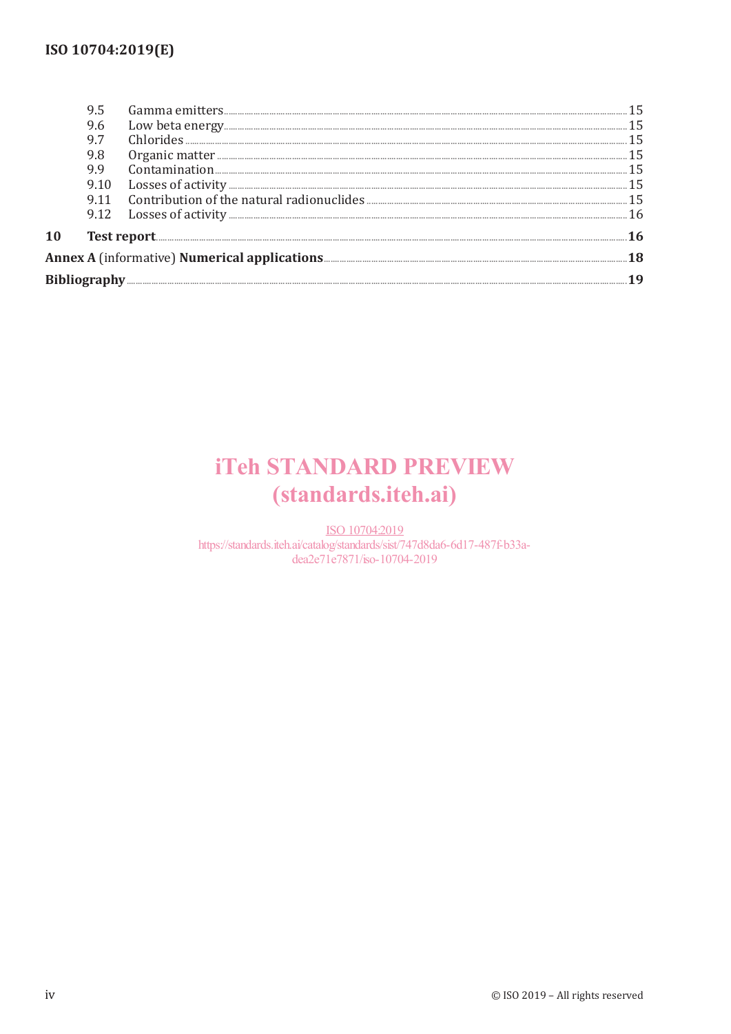9.5 Gamma emitters ..... 15
9.6 Low beta energy ..... 15
9.7 Chlorides ..... 15
9.8 Organic matter ..... 15
9.9 Contamination ..... 15
9.10 Losses of activity ..... 15
9.11 Contribution of the natural radionuclides ..... 15
9.12 Losses of activity ..... 16

**10 Test report** ..... **16**

**Annex A** (informative) **Numerical applications** ..... **18**

**Bibliography** ..... **19**

iTeh STANDARD PREVIEW
(standards.iteh.ai)

ISO 10704:2019
https://standards.iteh.ai/catalog/standards/sist/747d8da6-6d17-487f-b33a-dea2e71e7871/iso-10704-2019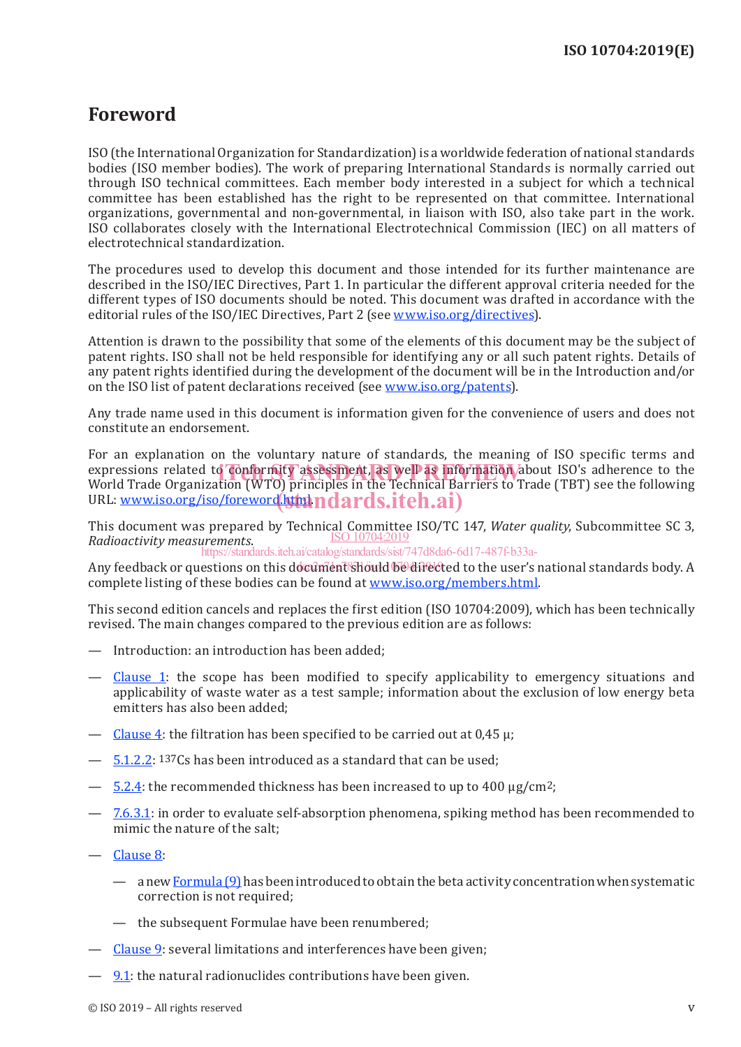# Foreword

ISO (the International Organization for Standardization) is a worldwide federation of national standards bodies (ISO member bodies). The work of preparing International Standards is normally carried out through ISO technical committees. Each member body interested in a subject for which a technical committee has been established has the right to be represented on that committee. International organizations, governmental and non-governmental, in liaison with ISO, also take part in the work. ISO collaborates closely with the International Electrotechnical Commission (IEC) on all matters of electrotechnical standardization.

The procedures used to develop this document and those intended for its further maintenance are described in the ISO/IEC Directives, Part 1. In particular the different approval criteria needed for the different types of ISO documents should be noted. This document was drafted in accordance with the editorial rules of the ISO/IEC Directives, Part 2 (see www.iso.org/directives).

Attention is drawn to the possibility that some of the elements of this document may be the subject of patent rights. ISO shall not be held responsible for identifying any or all such patent rights. Details of any patent rights identified during the development of the document will be in the Introduction and/or on the ISO list of patent declarations received (see www.iso.org/patents).

Any trade name used in this document is information given for the convenience of users and does not constitute an endorsement.

For an explanation on the voluntary nature of standards, the meaning of ISO specific terms and expressions related to conformity assessment, as well as information about ISO's adherence to the World Trade Organization (WTO) principles in the Technical Barriers to Trade (TBT) see the following URL: www.iso.org/iso/foreword.html.

This document was prepared by Technical Committee ISO/TC 147, *Water quality*, Subcommittee SC 3, *Radioactivity measurements*.

Any feedback or questions on this document should be directed to the user's national standards body. A complete listing of these bodies can be found at www.iso.org/members.html.

This second edition cancels and replaces the first edition (ISO 10704:2009), which has been technically revised. The main changes compared to the previous edition are as follows:

— Introduction: an introduction has been added;

— Clause 1: the scope has been modified to specify applicability to emergency situations and applicability of waste water as a test sample; information about the exclusion of low energy beta emitters has also been added;

— Clause 4: the filtration has been specified to be carried out at 0,45 µ;

— 5.1.2.2: $^{137}$Cs has been introduced as a standard that can be used;

— 5.2.4: the recommended thickness has been increased to up to 400 µg/cm$^2$;

— 7.6.3.1: in order to evaluate self-absorption phenomena, spiking method has been recommended to mimic the nature of the salt;

— Clause 8:

  — a new Formula (9) has been introduced to obtain the beta activity concentration when systematic correction is not required;

  — the subsequent Formulae have been renumbered;

— Clause 9: several limitations and interferences have been given;

— 9.1: the natural radionuclides contributions have been given.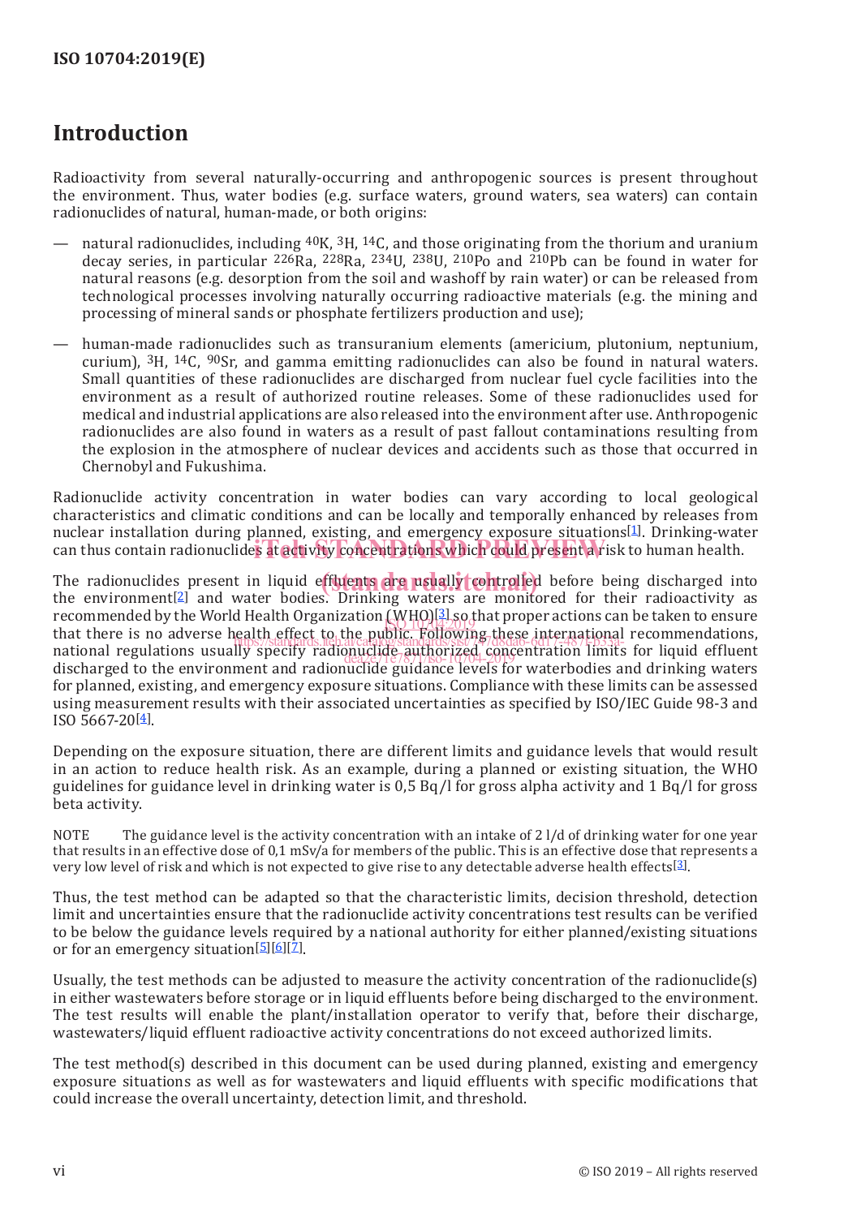# Introduction

Radioactivity from several naturally-occurring and anthropogenic sources is present throughout the environment. Thus, water bodies (e.g. surface waters, ground waters, sea waters) can contain radionuclides of natural, human-made, or both origins:

— natural radionuclides, including $^{40}$K, $^{3}$H, $^{14}$C, and those originating from the thorium and uranium decay series, in particular $^{226}$Ra, $^{228}$Ra, $^{234}$U, $^{238}$U, $^{210}$Po and $^{210}$Pb can be found in water for natural reasons (e.g. desorption from the soil and washoff by rain water) or can be released from technological processes involving naturally occurring radioactive materials (e.g. the mining and processing of mineral sands or phosphate fertilizers production and use);

— human-made radionuclides such as transuranium elements (americium, plutonium, neptunium, curium), $^{3}$H, $^{14}$C, $^{90}$Sr, and gamma emitting radionuclides can also be found in natural waters. Small quantities of these radionuclides are discharged from nuclear fuel cycle facilities into the environment as a result of authorized routine releases. Some of these radionuclides used for medical and industrial applications are also released into the environment after use. Anthropogenic radionuclides are also found in waters as a result of past fallout contaminations resulting from the explosion in the atmosphere of nuclear devices and accidents such as those that occurred in Chernobyl and Fukushima.

Radionuclide activity concentration in water bodies can vary according to local geological characteristics and climatic conditions and can be locally and temporally enhanced by releases from nuclear installation during planned, existing, and emergency exposure situations[1]. Drinking-water can thus contain radionuclides at activity concentrations which could present a risk to human health.

The radionuclides present in liquid effluents are usually controlled before being discharged into the environment[2] and water bodies. Drinking waters are monitored for their radioactivity as recommended by the World Health Organization (WHO)[3] so that proper actions can be taken to ensure that there is no adverse health effect to the public. Following these international recommendations, national regulations usually specify radionuclide authorized concentration limits for liquid effluent discharged to the environment and radionuclide guidance levels for waterbodies and drinking waters for planned, existing, and emergency exposure situations. Compliance with these limits can be assessed using measurement results with their associated uncertainties as specified by ISO/IEC Guide 98-3 and ISO 5667-20[4].

Depending on the exposure situation, there are different limits and guidance levels that would result in an action to reduce health risk. As an example, during a planned or existing situation, the WHO guidelines for guidance level in drinking water is 0,5 Bq/l for gross alpha activity and 1 Bq/l for gross beta activity.

NOTE The guidance level is the activity concentration with an intake of 2 l/d of drinking water for one year that results in an effective dose of 0,1 mSv/a for members of the public. This is an effective dose that represents a very low level of risk and which is not expected to give rise to any detectable adverse health effects[3].

Thus, the test method can be adapted so that the characteristic limits, decision threshold, detection limit and uncertainties ensure that the radionuclide activity concentrations test results can be verified to be below the guidance levels required by a national authority for either planned/existing situations or for an emergency situation[5][6][7].

Usually, the test methods can be adjusted to measure the activity concentration of the radionuclide(s) in either wastewaters before storage or in liquid effluents before being discharged to the environment. The test results will enable the plant/installation operator to verify that, before their discharge, wastewaters/liquid effluent radioactive activity concentrations do not exceed authorized limits.

The test method(s) described in this document can be used during planned, existing and emergency exposure situations as well as for wastewaters and liquid effluents with specific modifications that could increase the overall uncertainty, detection limit, and threshold.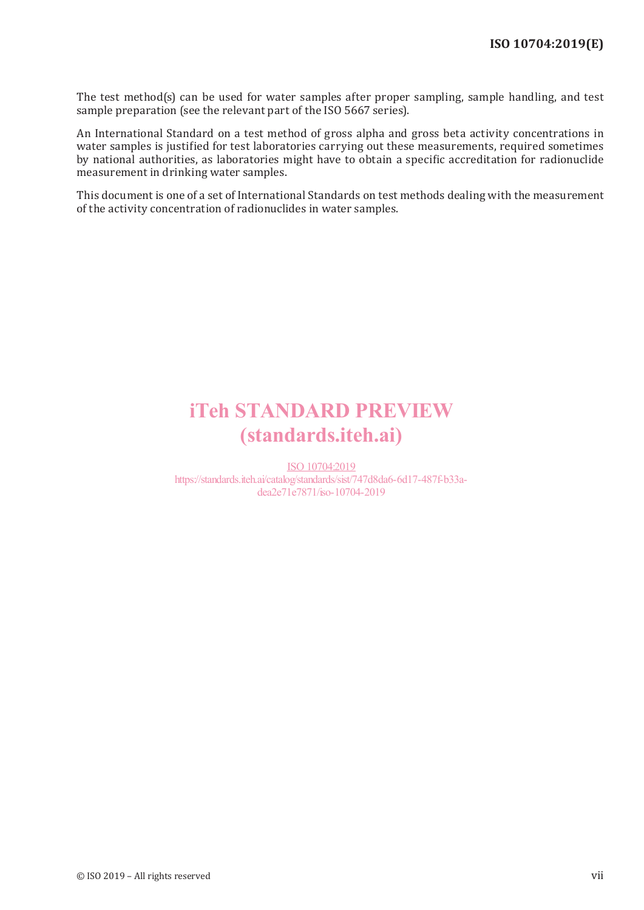The test method(s) can be used for water samples after proper sampling, sample handling, and test sample preparation (see the relevant part of the ISO 5667 series).

An International Standard on a test method of gross alpha and gross beta activity concentrations in water samples is justified for test laboratories carrying out these measurements, required sometimes by national authorities, as laboratories might have to obtain a specific accreditation for radionuclide measurement in drinking water samples.

This document is one of a set of International Standards on test methods dealing with the measurement of the activity concentration of radionuclides in water samples.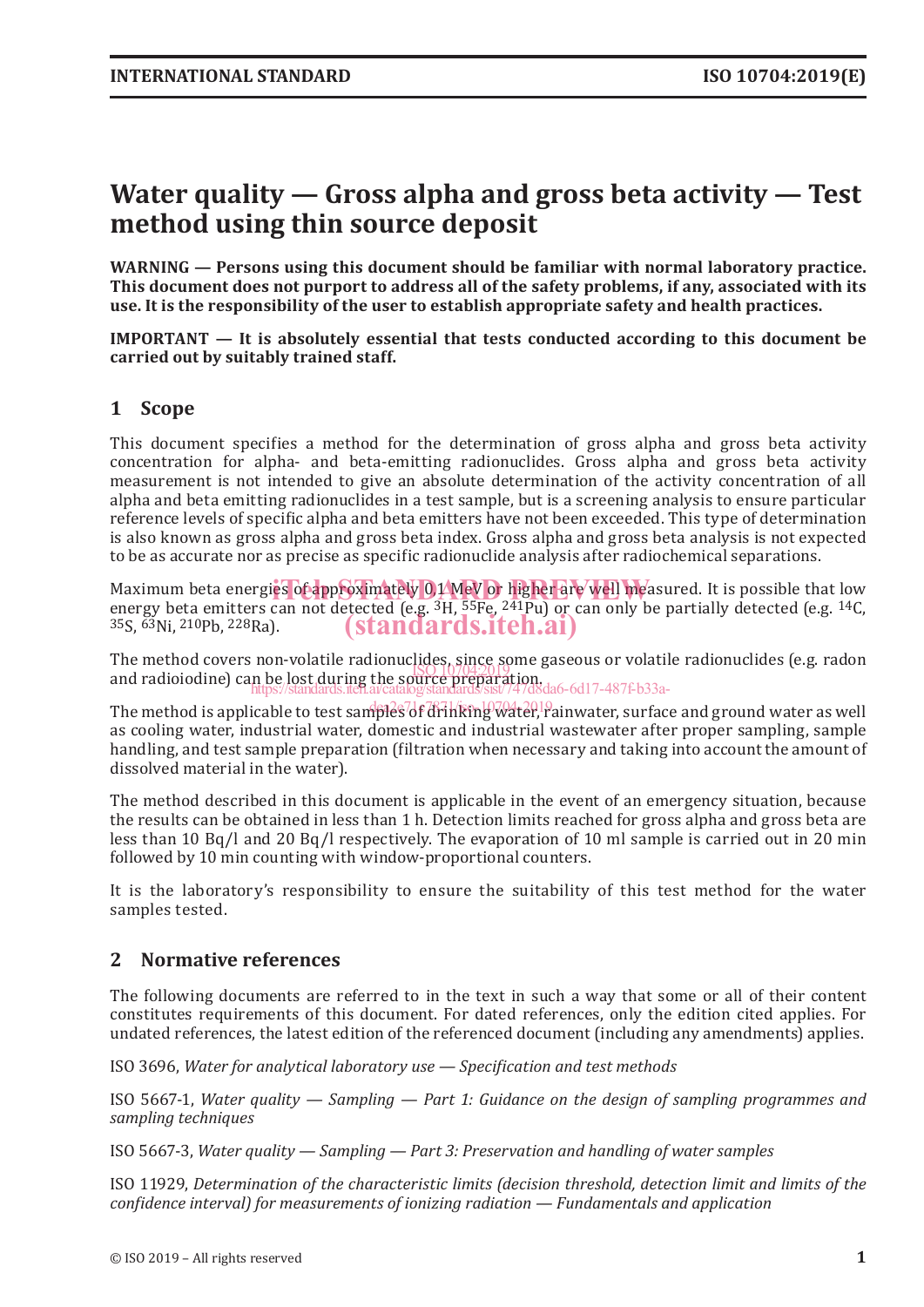# Water quality — Gross alpha and gross beta activity — Test method using thin source deposit

**WARNING — Persons using this document should be familiar with normal laboratory practice. This document does not purport to address all of the safety problems, if any, associated with its use. It is the responsibility of the user to establish appropriate safety and health practices.**

**IMPORTANT — It is absolutely essential that tests conducted according to this document be carried out by suitably trained staff.**

## 1 Scope

This document specifies a method for the determination of gross alpha and gross beta activity concentration for alpha- and beta-emitting radionuclides. Gross alpha and gross beta activity measurement is not intended to give an absolute determination of the activity concentration of all alpha and beta emitting radionuclides in a test sample, but is a screening analysis to ensure particular reference levels of specific alpha and beta emitters have not been exceeded. This type of determination is also known as gross alpha and gross beta index. Gross alpha and gross beta analysis is not expected to be as accurate nor as precise as specific radionuclide analysis after radiochemical separations.

Maximum beta energies of approximately 0,1 MeV or higher are well measured. It is possible that low energy beta emitters can not detected (e.g. $^{3}H$, $^{55}Fe$, $^{241}Pu$) or can only be partially detected (e.g. $^{14}C$, $^{35}S$, $^{63}Ni$, $^{210}Pb$, $^{228}Ra$).

The method covers non-volatile radionuclides, since some gaseous or volatile radionuclides (e.g. radon and radioiodine) can be lost during the source preparation.

The method is applicable to test samples of drinking water, rainwater, surface and ground water as well as cooling water, industrial water, domestic and industrial wastewater after proper sampling, sample handling, and test sample preparation (filtration when necessary and taking into account the amount of dissolved material in the water).

The method described in this document is applicable in the event of an emergency situation, because the results can be obtained in less than 1 h. Detection limits reached for gross alpha and gross beta are less than 10 Bq/l and 20 Bq/l respectively. The evaporation of 10 ml sample is carried out in 20 min followed by 10 min counting with window-proportional counters.

It is the laboratory's responsibility to ensure the suitability of this test method for the water samples tested.

## 2 Normative references

The following documents are referred to in the text in such a way that some or all of their content constitutes requirements of this document. For dated references, only the edition cited applies. For undated references, the latest edition of the referenced document (including any amendments) applies.

ISO 3696, *Water for analytical laboratory use — Specification and test methods*

ISO 5667-1, *Water quality — Sampling — Part 1: Guidance on the design of sampling programmes and sampling techniques*

ISO 5667-3, *Water quality — Sampling — Part 3: Preservation and handling of water samples*

ISO 11929, *Determination of the characteristic limits (decision threshold, detection limit and limits of the confidence interval) for measurements of ionizing radiation — Fundamentals and application*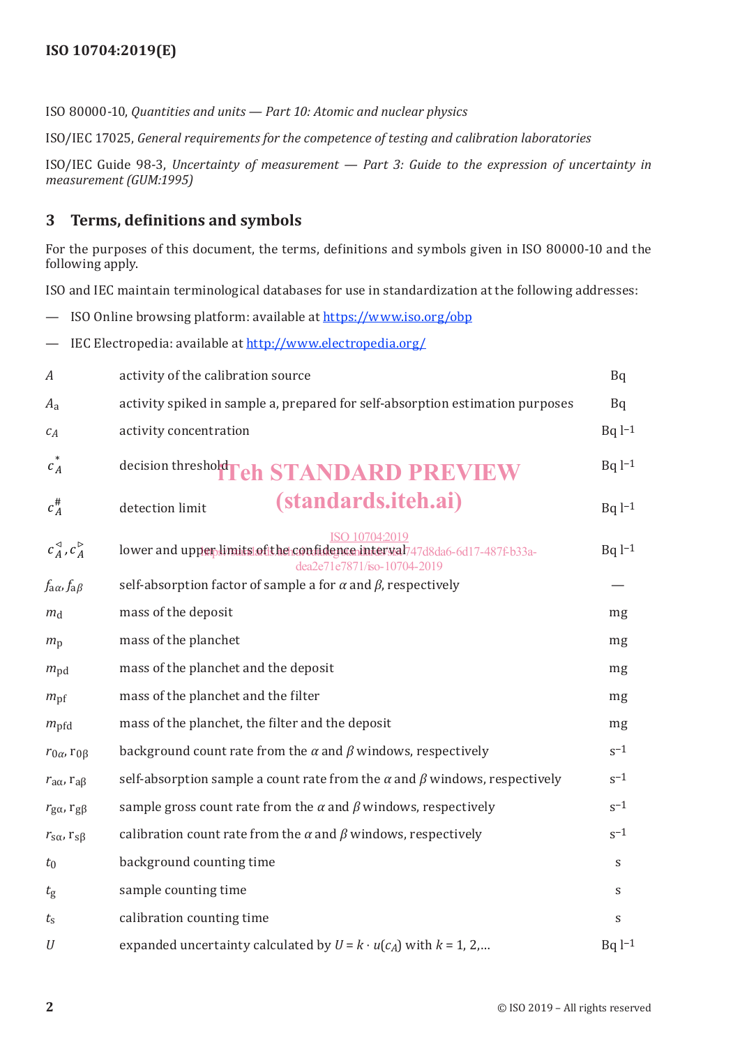ISO 80000-10, *Quantities and units — Part 10: Atomic and nuclear physics*

ISO/IEC 17025, *General requirements for the competence of testing and calibration laboratories*

ISO/IEC Guide 98-3, *Uncertainty of measurement — Part 3: Guide to the expression of uncertainty in measurement (GUM:1995)*

## 3 Terms, definitions and symbols

For the purposes of this document, the terms, definitions and symbols given in ISO 80000-10 and the following apply.

ISO and IEC maintain terminological databases for use in standardization at the following addresses:

— ISO Online browsing platform: available at https://www.iso.org/obp

— IEC Electropedia: available at http://www.electropedia.org/

| | | |
|---|---|---|
| $A$ | activity of the calibration source | Bq |
| $A_a$ | activity spiked in sample a, prepared for self-absorption estimation purposes | Bq |
| $c_A$ | activity concentration | Bq l$^{-1}$ |
| $c_A^*$ | decision threshold | Bq l$^{-1}$ |
| $c_A^\#$ | detection limit | Bq l$^{-1}$ |
| $c_A^\triangleleft$, $c_A^\triangleright$ | lower and upper limits of the confidence interval | Bq l$^{-1}$ |
| $f_{a\alpha}$, $f_{a\beta}$ | self-absorption factor of sample a for $\alpha$ and $\beta$, respectively | — |
| $m_d$ | mass of the deposit | mg |
| $m_p$ | mass of the planchet | mg |
| $m_{pd}$ | mass of the planchet and the deposit | mg |
| $m_{pf}$ | mass of the planchet and the filter | mg |
| $m_{pfd}$ | mass of the planchet, the filter and the deposit | mg |
| $r_{0\alpha}$, $r_{0\beta}$ | background count rate from the $\alpha$ and $\beta$ windows, respectively | s$^{-1}$ |
| $r_{a\alpha}$, $r_{a\beta}$ | self-absorption sample a count rate from the $\alpha$ and $\beta$ windows, respectively | s$^{-1}$ |
| $r_{g\alpha}$, $r_{g\beta}$ | sample gross count rate from the $\alpha$ and $\beta$ windows, respectively | s$^{-1}$ |
| $r_{s\alpha}$, $r_{s\beta}$ | calibration count rate from the $\alpha$ and $\beta$ windows, respectively | s$^{-1}$ |
| $t_0$ | background counting time | s |
| $t_g$ | sample counting time | s |
| $t_s$ | calibration counting time | s |
| $U$ | expanded uncertainty calculated by $U = k \cdot u(c_A)$ with $k = 1, 2,...$ | Bq l$^{-1}$ |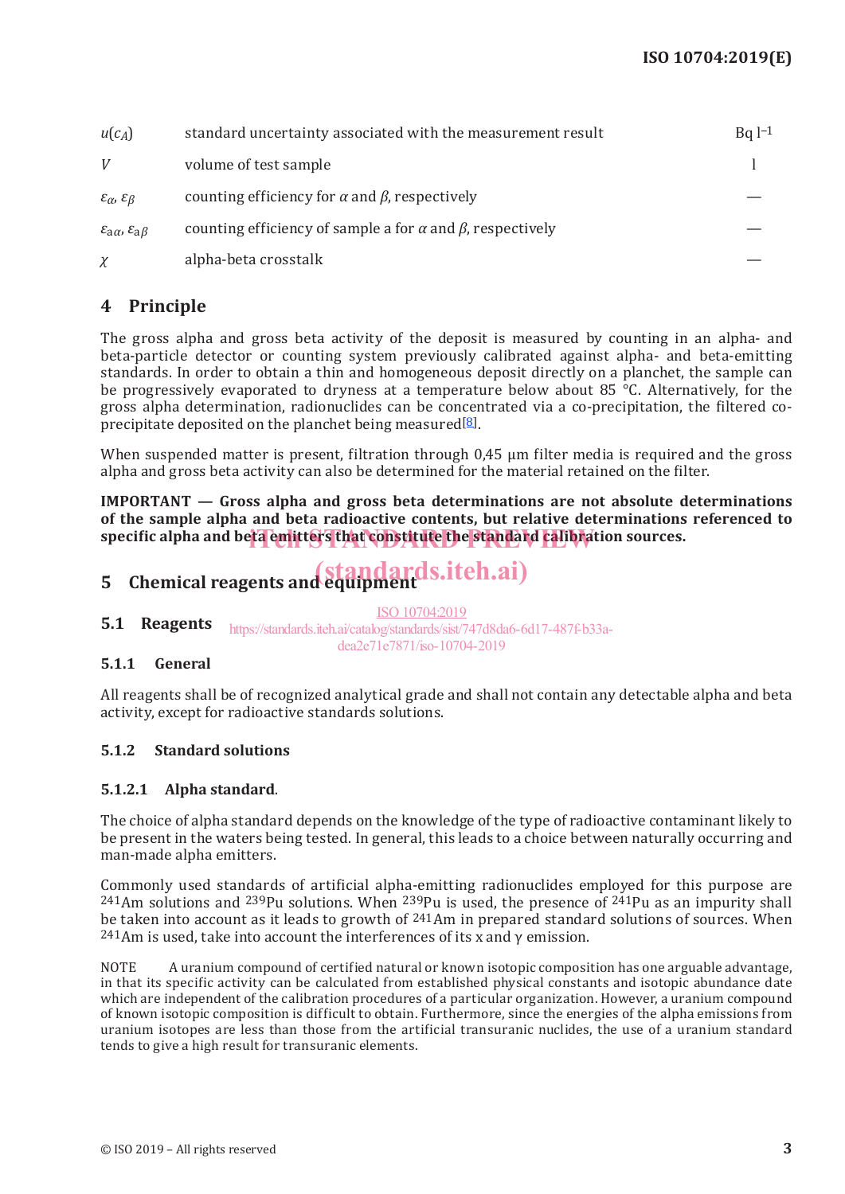| | | |
|---|---|---|
| $u(c_A)$ | standard uncertainty associated with the measurement result | Bq $l^{-1}$ |
| $V$ | volume of test sample | l |
| $\varepsilon_\alpha$, $\varepsilon_\beta$ | counting efficiency for $\alpha$ and $\beta$, respectively | — |
| $\varepsilon_{a\alpha}$, $\varepsilon_{a\beta}$ | counting efficiency of sample a for $\alpha$ and $\beta$, respectively | — |
| $\chi$ | alpha-beta crosstalk | — |

## 4 Principle

The gross alpha and gross beta activity of the deposit is measured by counting in an alpha- and beta-particle detector or counting system previously calibrated against alpha- and beta-emitting standards. In order to obtain a thin and homogeneous deposit directly on a planchet, the sample can be progressively evaporated to dryness at a temperature below about 85 °C. Alternatively, for the gross alpha determination, radionuclides can be concentrated via a co-precipitation, the filtered co-precipitate deposited on the planchet being measured[8].

When suspended matter is present, filtration through 0,45 µm filter media is required and the gross alpha and gross beta activity can also be determined for the material retained on the filter.

**IMPORTANT — Gross alpha and gross beta determinations are not absolute determinations of the sample alpha and beta radioactive contents, but relative determinations referenced to specific alpha and beta emitters that constitute the standard calibration sources.**

## 5 Chemical reagents and equipment

### 5.1 Reagents

#### 5.1.1 General

All reagents shall be of recognized analytical grade and shall not contain any detectable alpha and beta activity, except for radioactive standards solutions.

#### 5.1.2 Standard solutions

##### 5.1.2.1 Alpha standard.

The choice of alpha standard depends on the knowledge of the type of radioactive contaminant likely to be present in the waters being tested. In general, this leads to a choice between naturally occurring and man-made alpha emitters.

Commonly used standards of artificial alpha-emitting radionuclides employed for this purpose are $^{241}$Am solutions and $^{239}$Pu solutions. When $^{239}$Pu is used, the presence of $^{241}$Pu as an impurity shall be taken into account as it leads to growth of $^{241}$Am in prepared standard solutions of sources. When $^{241}$Am is used, take into account the interferences of its x and γ emission.

NOTE A uranium compound of certified natural or known isotopic composition has one arguable advantage, in that its specific activity can be calculated from established physical constants and isotopic abundance date which are independent of the calibration procedures of a particular organization. However, a uranium compound of known isotopic composition is difficult to obtain. Furthermore, since the energies of the alpha emissions from uranium isotopes are less than those from the artificial transuranic nuclides, the use of a uranium standard tends to give a high result for transuranic elements.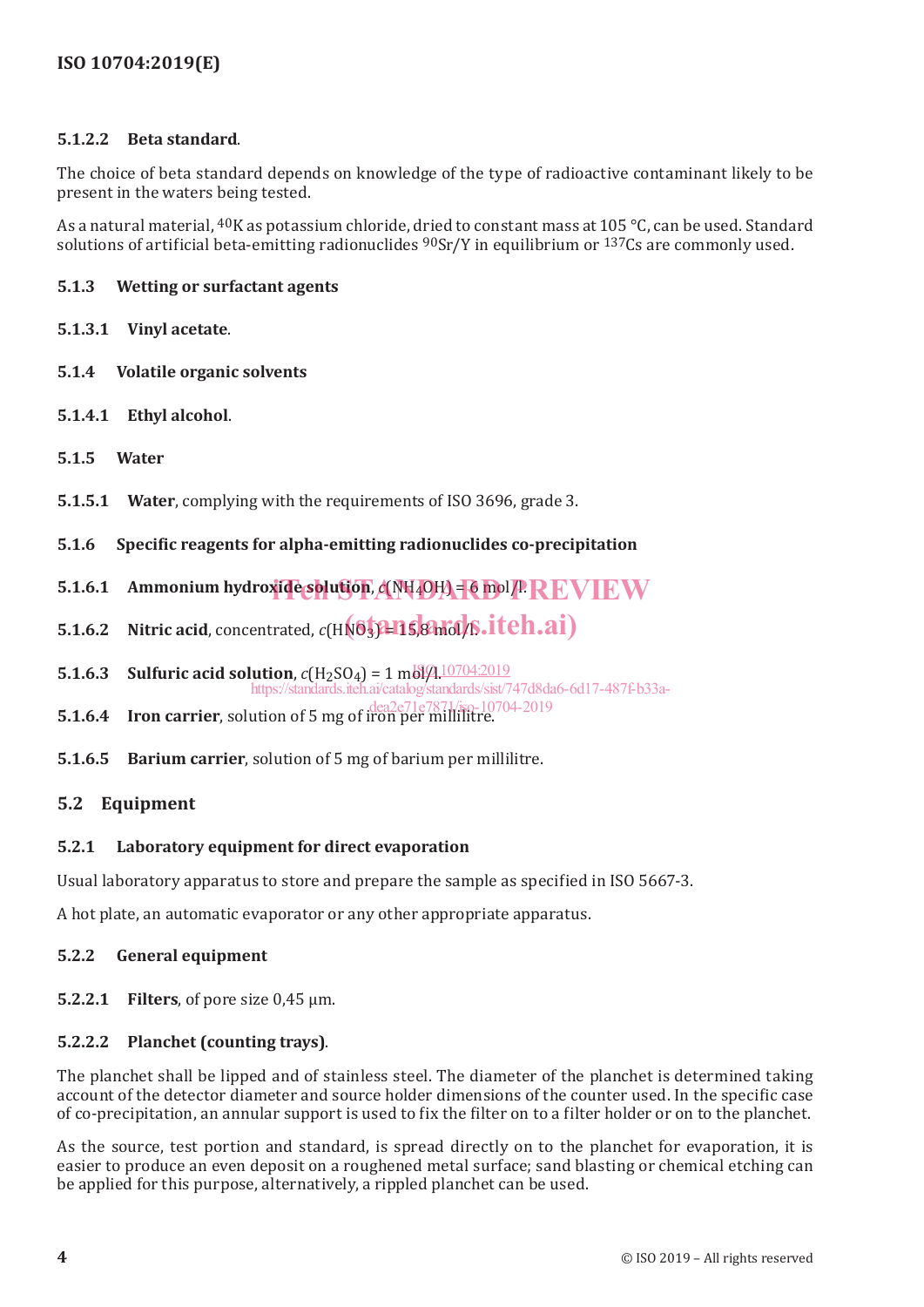**5.1.2.2 Beta standard**.

The choice of beta standard depends on knowledge of the type of radioactive contaminant likely to be present in the waters being tested.

As a natural material, $^{40}K$ as potassium chloride, dried to constant mass at 105 °C, can be used. Standard solutions of artificial beta-emitting radionuclides $^{90}Sr/Y$ in equilibrium or $^{137}Cs$ are commonly used.

**5.1.3 Wetting or surfactant agents**

**5.1.3.1 Vinyl acetate**.

**5.1.4 Volatile organic solvents**

**5.1.4.1 Ethyl alcohol**.

**5.1.5 Water**

**5.1.5.1 Water**, complying with the requirements of ISO 3696, grade 3.

**5.1.6 Specific reagents for alpha-emitting radionuclides co-precipitation**

**5.1.6.1 Ammonium hydroxide solution**, $c(NH_4OH) = 6$ mol/l.

**5.1.6.2 Nitric acid**, concentrated, $c(HNO_3) = 15,8$ mol/l.

**5.1.6.3 Sulfuric acid solution**, $c(H_2SO_4) = 1$ mol/l.

**5.1.6.4 Iron carrier**, solution of 5 mg of iron per millilitre.

**5.1.6.5 Barium carrier**, solution of 5 mg of barium per millilitre.

## 5.2 Equipment

**5.2.1 Laboratory equipment for direct evaporation**

Usual laboratory apparatus to store and prepare the sample as specified in ISO 5667-3.

A hot plate, an automatic evaporator or any other appropriate apparatus.

**5.2.2 General equipment**

**5.2.2.1 Filters**, of pore size 0,45 µm.

**5.2.2.2 Planchet (counting trays)**.

The planchet shall be lipped and of stainless steel. The diameter of the planchet is determined taking account of the detector diameter and source holder dimensions of the counter used. In the specific case of co-precipitation, an annular support is used to fix the filter on to a filter holder or on to the planchet.

As the source, test portion and standard, is spread directly on to the planchet for evaporation, it is easier to produce an even deposit on a roughened metal surface; sand blasting or chemical etching can be applied for this purpose, alternatively, a rippled planchet can be used.